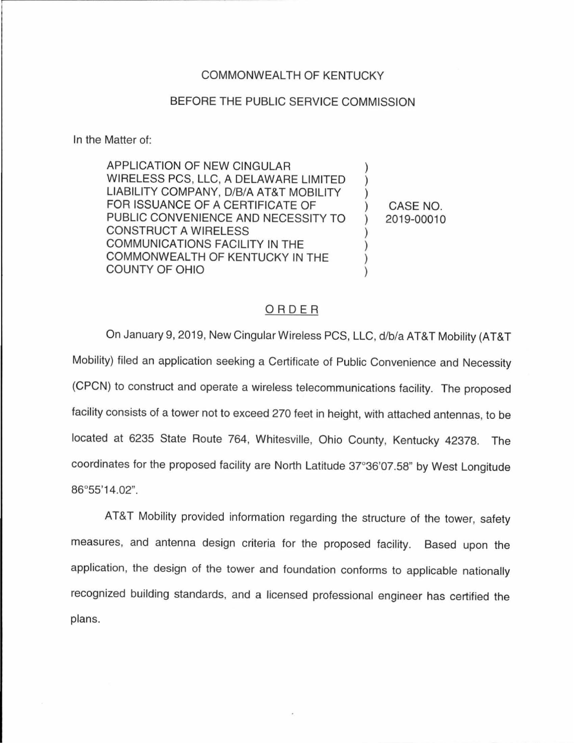COMMONWEALTH OF KENTUCKY

BEFORE THE PUBLIC SERVICE COMMISSION

In the Matter of:

| | | |
|---|---|---|
| APPLICATION OF NEW CINGULAR WIRELESS PCS, LLC, A DELAWARE LIMITED LIABILITY COMPANY, D/B/A AT&T MOBILITY FOR ISSUANCE OF A CERTIFICATE OF PUBLIC CONVENIENCE AND NECESSITY TO CONSTRUCT A WIRELESS COMMUNICATIONS FACILITY IN THE COMMONWEALTH OF KENTUCKY IN THE COUNTY OF OHIO | ) | CASE NO. 2019-00010 |

## ORDER

On January 9, 2019, New Cingular Wireless PCS, LLC, d/b/a AT&T Mobility (AT&T Mobility) filed an application seeking a Certificate of Public Convenience and Necessity (CPCN) to construct and operate a wireless telecommunications facility. The proposed facility consists of a tower not to exceed 270 feet in height, with attached antennas, to be located at 6235 State Route 764, Whitesville, Ohio County, Kentucky 42378. The coordinates for the proposed facility are North Latitude 37°36'07.58" by West Longitude 86°55'14.02".

AT&T Mobility provided information regarding the structure of the tower, safety measures, and antenna design criteria for the proposed facility. Based upon the application, the design of the tower and foundation conforms to applicable nationally recognized building standards, and a licensed professional engineer has certified the plans.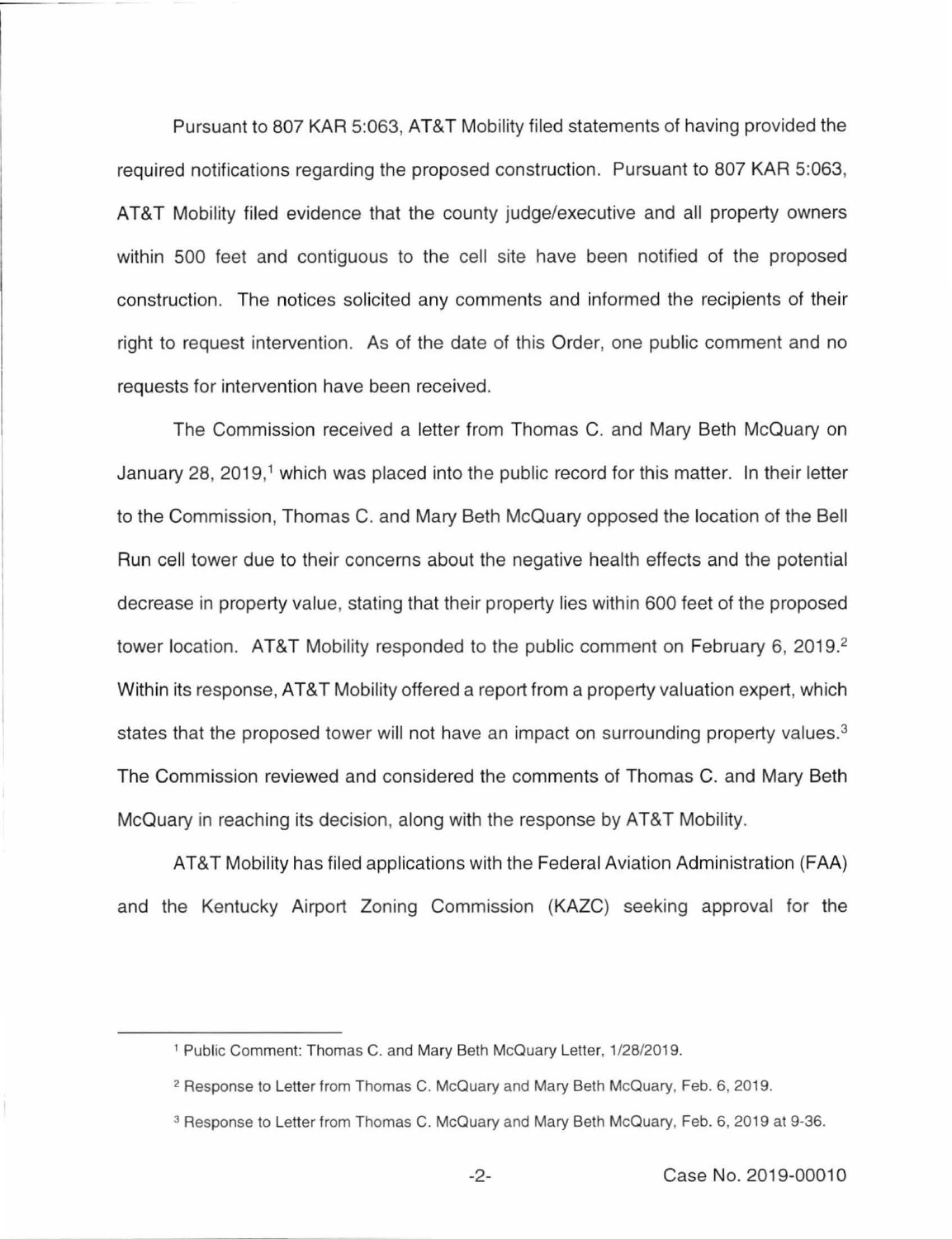Pursuant to 807 KAR 5:063, AT&T Mobility filed statements of having provided the required notifications regarding the proposed construction. Pursuant to 807 KAR 5:063, AT&T Mobility filed evidence that the county judge/executive and all property owners within 500 feet and contiguous to the cell site have been notified of the proposed construction. The notices solicited any comments and informed the recipients of their right to request intervention. As of the date of this Order, one public comment and no requests for intervention have been received.

The Commission received a letter from Thomas C. and Mary Beth McQuary on January 28, 2019,[1] which was placed into the public record for this matter. In their letter to the Commission, Thomas C. and Mary Beth McQuary opposed the location of the Bell Run cell tower due to their concerns about the negative health effects and the potential decrease in property value, stating that their property lies within 600 feet of the proposed tower location. AT&T Mobility responded to the public comment on February 6, 2019.[2] Within its response, AT&T Mobility offered a report from a property valuation expert, which states that the proposed tower will not have an impact on surrounding property values.[3] The Commission reviewed and considered the comments of Thomas C. and Mary Beth McQuary in reaching its decision, along with the response by AT&T Mobility.

AT&T Mobility has filed applications with the Federal Aviation Administration (FAA) and the Kentucky Airport Zoning Commission (KAZC) seeking approval for the

---

[1] Public Comment: Thomas C. and Mary Beth McQuary Letter, 1/28/2019.

[2] Response to Letter from Thomas C. McQuary and Mary Beth McQuary, Feb. 6, 2019.

[3] Response to Letter from Thomas C. McQuary and Mary Beth McQuary, Feb. 6, 2019 at 9-36.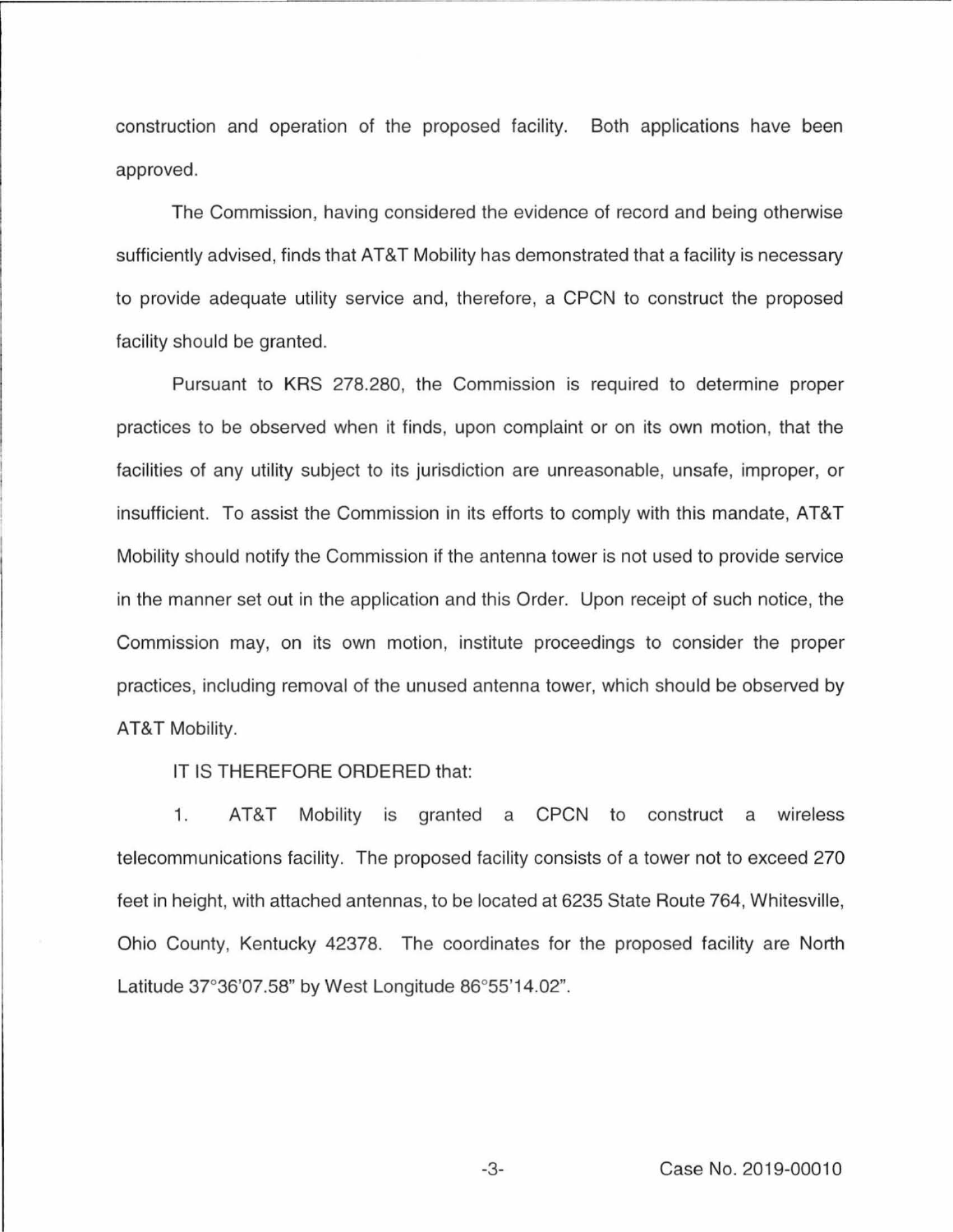construction and operation of the proposed facility. Both applications have been approved.

The Commission, having considered the evidence of record and being otherwise sufficiently advised, finds that AT&T Mobility has demonstrated that a facility is necessary to provide adequate utility service and, therefore, a CPCN to construct the proposed facility should be granted.

Pursuant to KRS 278.280, the Commission is required to determine proper practices to be observed when it finds, upon complaint or on its own motion, that the facilities of any utility subject to its jurisdiction are unreasonable, unsafe, improper, or insufficient. To assist the Commission in its efforts to comply with this mandate, AT&T Mobility should notify the Commission if the antenna tower is not used to provide service in the manner set out in the application and this Order. Upon receipt of such notice, the Commission may, on its own motion, institute proceedings to consider the proper practices, including removal of the unused antenna tower, which should be observed by AT&T Mobility.

IT IS THEREFORE ORDERED that:

1. AT&T Mobility is granted a CPCN to construct a wireless telecommunications facility. The proposed facility consists of a tower not to exceed 270 feet in height, with attached antennas, to be located at 6235 State Route 764, Whitesville, Ohio County, Kentucky 42378. The coordinates for the proposed facility are North Latitude 37°36'07.58" by West Longitude 86°55'14.02".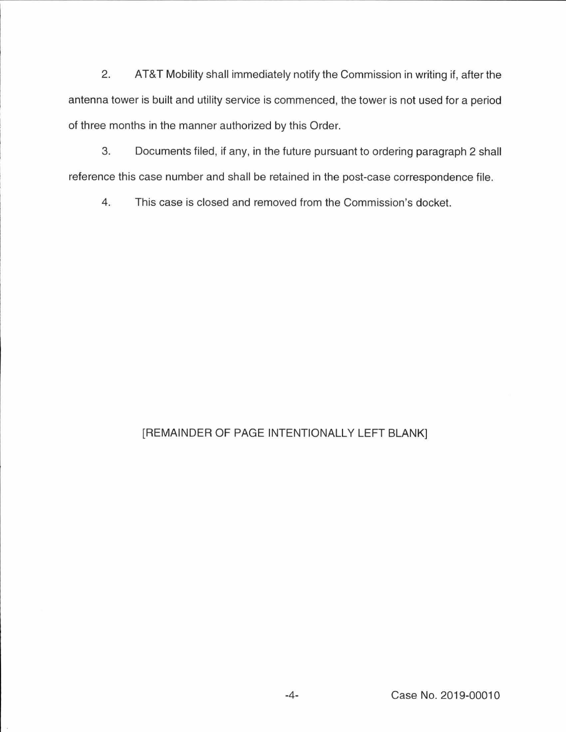2. AT&T Mobility shall immediately notify the Commission in writing if, after the antenna tower is built and utility service is commenced, the tower is not used for a period of three months in the manner authorized by this Order.

3. Documents filed, if any, in the future pursuant to ordering paragraph 2 shall reference this case number and shall be retained in the post-case correspondence file.

4. This case is closed and removed from the Commission's docket.

[REMAINDER OF PAGE INTENTIONALLY LEFT BLANK]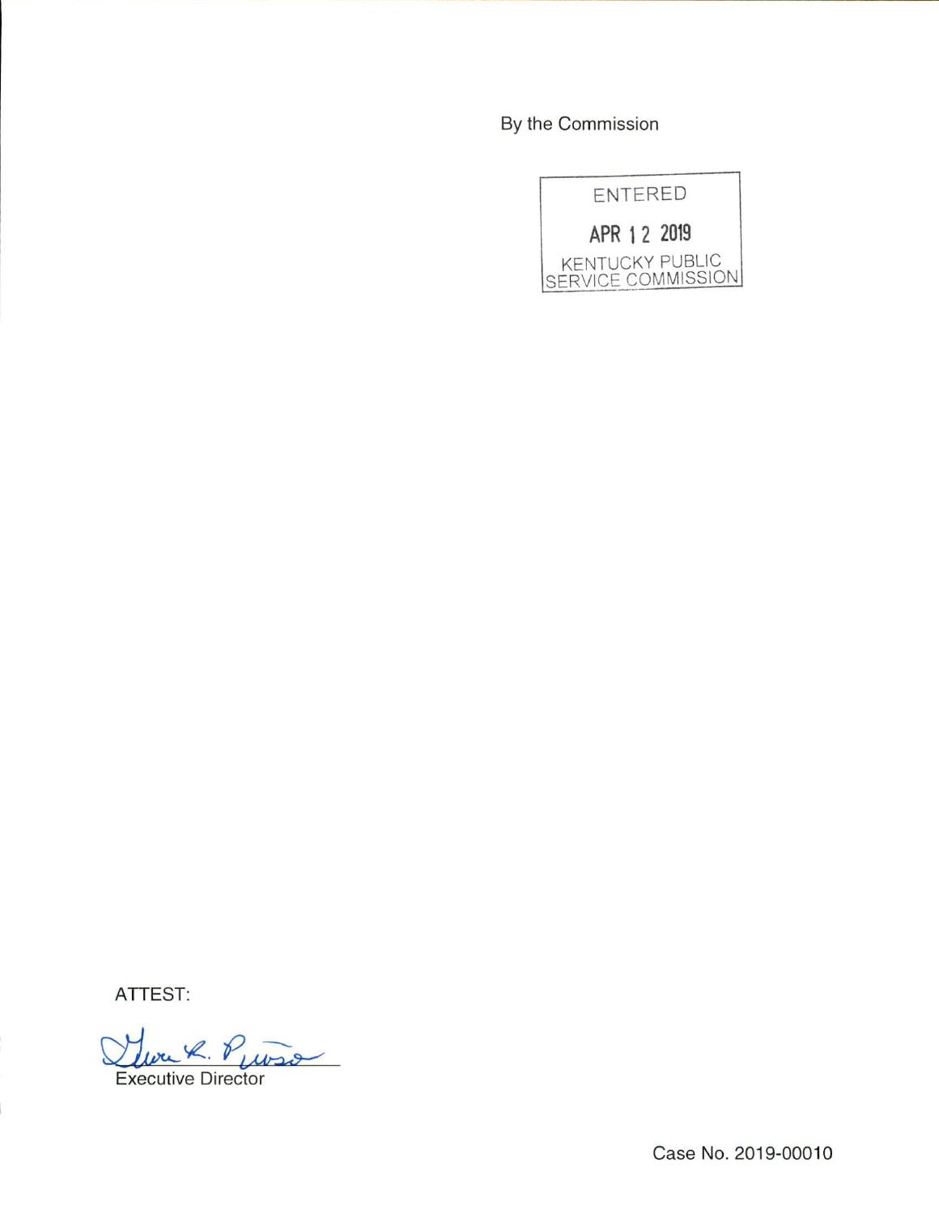By the Commission

ENTERED

APR 12 2019

KENTUCKY PUBLIC SERVICE COMMISSION

ATTEST:

Executive Director

Case No. 2019-00010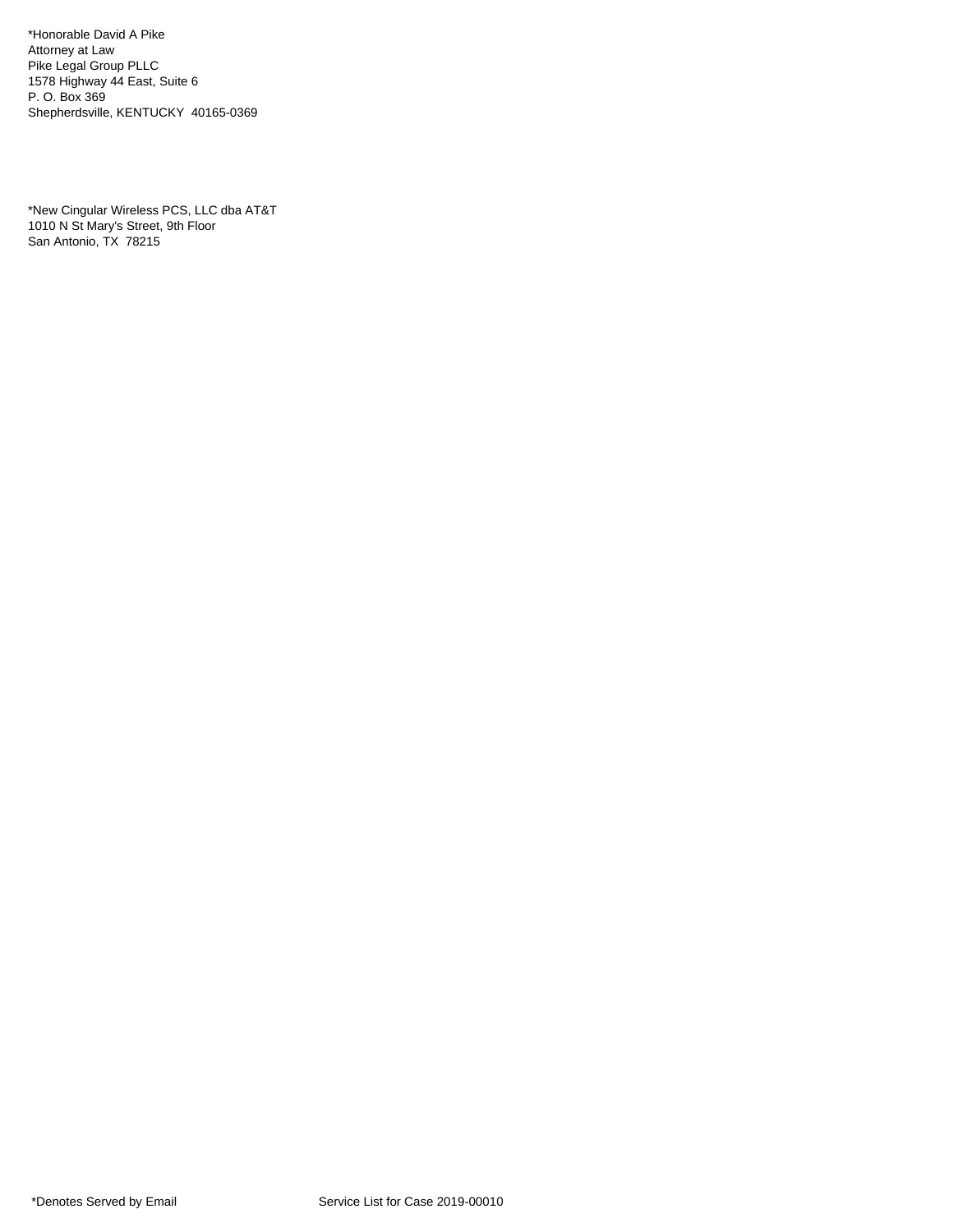*Honorable David A Pike
Attorney at Law
Pike Legal Group PLLC
1578 Highway 44 East, Suite 6
P. O. Box 369
Shepherdsville, KENTUCKY 40165-0369

*New Cingular Wireless PCS, LLC dba AT&T
1010 N St Mary's Street, 9th Floor
San Antonio, TX 78215

*Denotes Served by Email

Service List for Case 2019-00010